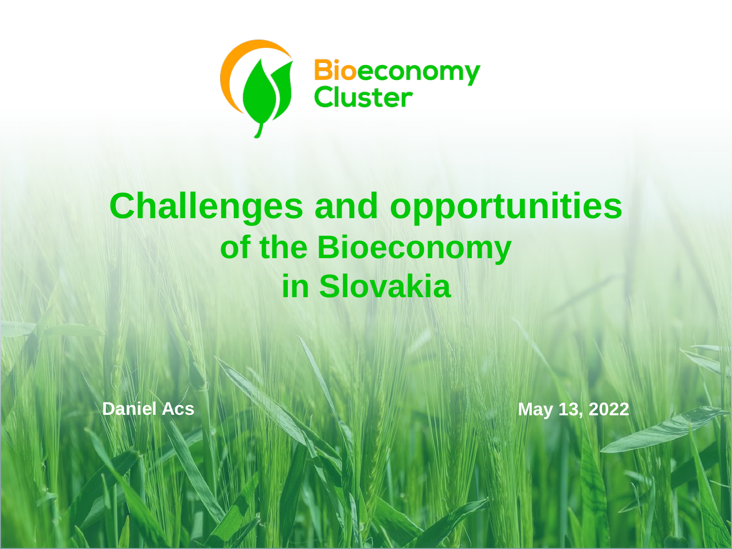Bioeconomy Cluster

# Challenges and opportunities of the Bioeconomy in Slovakia

**Daniel Acs**

**May 13, 2022**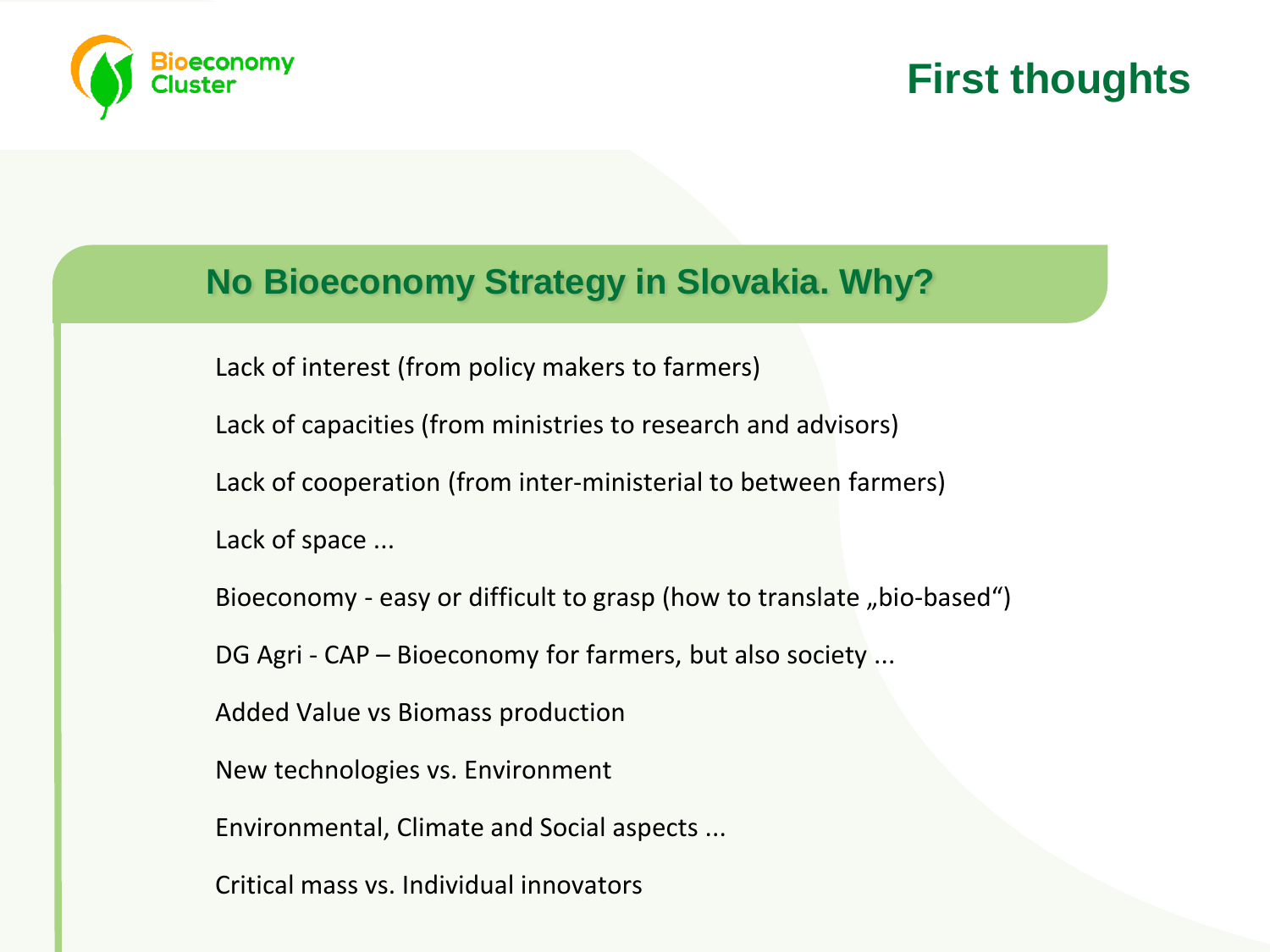# First thoughts

## No Bioeconomy Strategy in Slovakia. Why?

Lack of interest (from policy makers to farmers)

Lack of capacities (from ministries to research and advisors)

Lack of cooperation (from inter-ministerial to between farmers)

Lack of space ...

Bioeconomy - easy or difficult to grasp (how to translate „bio-based“)

DG Agri - CAP – Bioeconomy for farmers, but also society ...

Added Value vs Biomass production

New technologies vs. Environment

Environmental, Climate and Social aspects ...

Critical mass vs. Individual innovators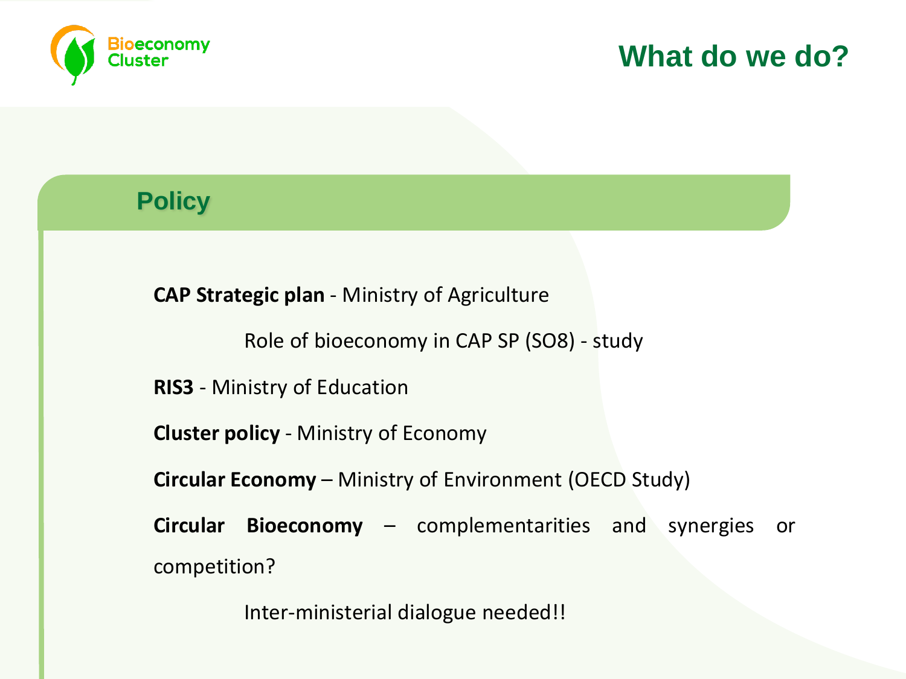# What do we do?

## Policy

**CAP Strategic plan** - Ministry of Agriculture

Role of bioeconomy in CAP SP (SO8) - study

**RIS3** - Ministry of Education

**Cluster policy** - Ministry of Economy

**Circular Economy** – Ministry of Environment (OECD Study)

**Circular Bioeconomy** – complementarities and synergies or competition?

Inter-ministerial dialogue needed!!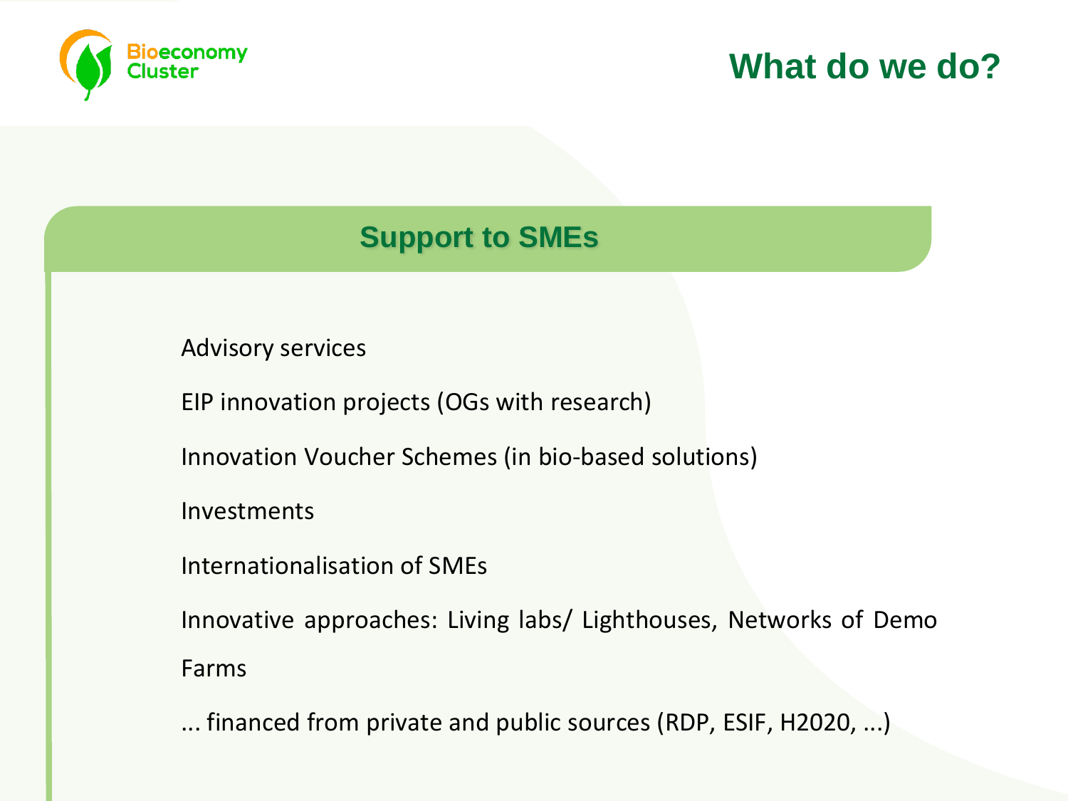Bioeconomy Cluster

# What do we do?

## Support to SMEs

Advisory services

EIP innovation projects (OGs with research)

Innovation Voucher Schemes (in bio-based solutions)

Investments

Internationalisation of SMEs

Innovative approaches: Living labs/ Lighthouses, Networks of Demo Farms

... financed from private and public sources (RDP, ESIF, H2020, ...)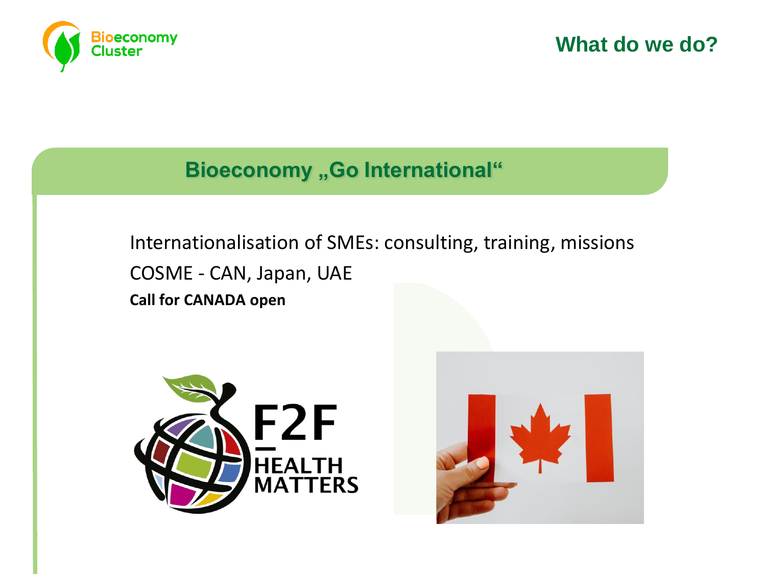## What do we do?

### Bioeconomy „Go International“

Internationalisation of SMEs: consulting, training, missions

COSME - CAN, Japan, UAE

**Call for CANADA open**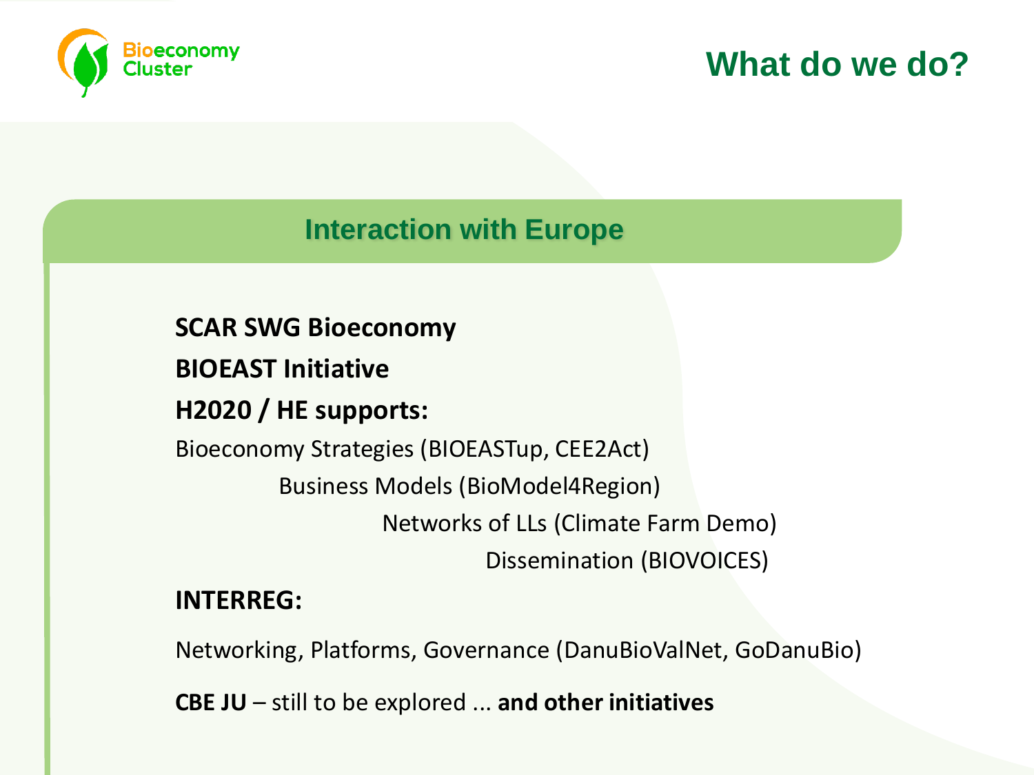# What do we do?

## Interaction with Europe

**SCAR SWG Bioeconomy**

**BIOEAST Initiative**

**H2020 / HE supports:**

Bioeconomy Strategies (BIOEASTup, CEE2Act)

Business Models (BioModel4Region)

Networks of LLs (Climate Farm Demo)

Dissemination (BIOVOICES)

**INTERREG:**

Networking, Platforms, Governance (DanuBioValNet, GoDanuBio)

**CBE JU** – still to be explored ... **and other initiatives**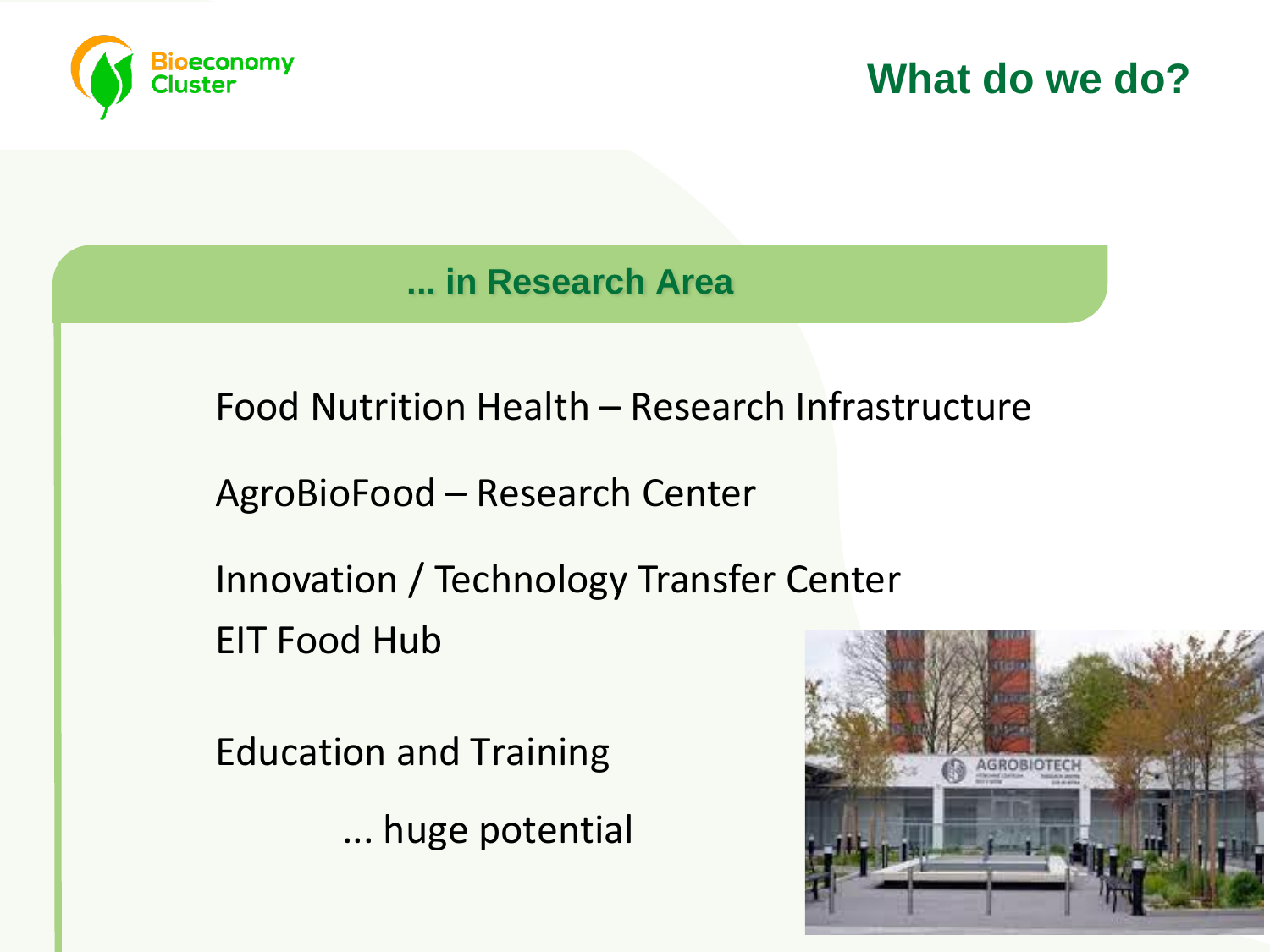# What do we do?

## ... in Research Area

Food Nutrition Health – Research Infrastructure

AgroBioFood – Research Center

Innovation / Technology Transfer Center

EIT Food Hub

Education and Training

... huge potential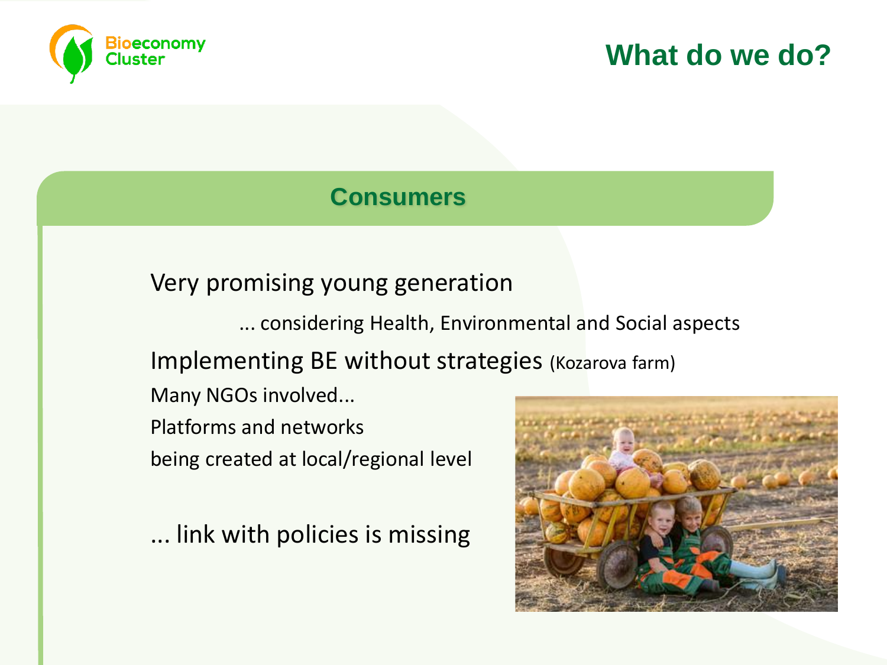# What do we do?

## Consumers

Very promising young generation

... considering Health, Environmental and Social aspects

Implementing BE without strategies (Kozarova farm)

Many NGOs involved...

Platforms and networks

being created at local/regional level

... link with policies is missing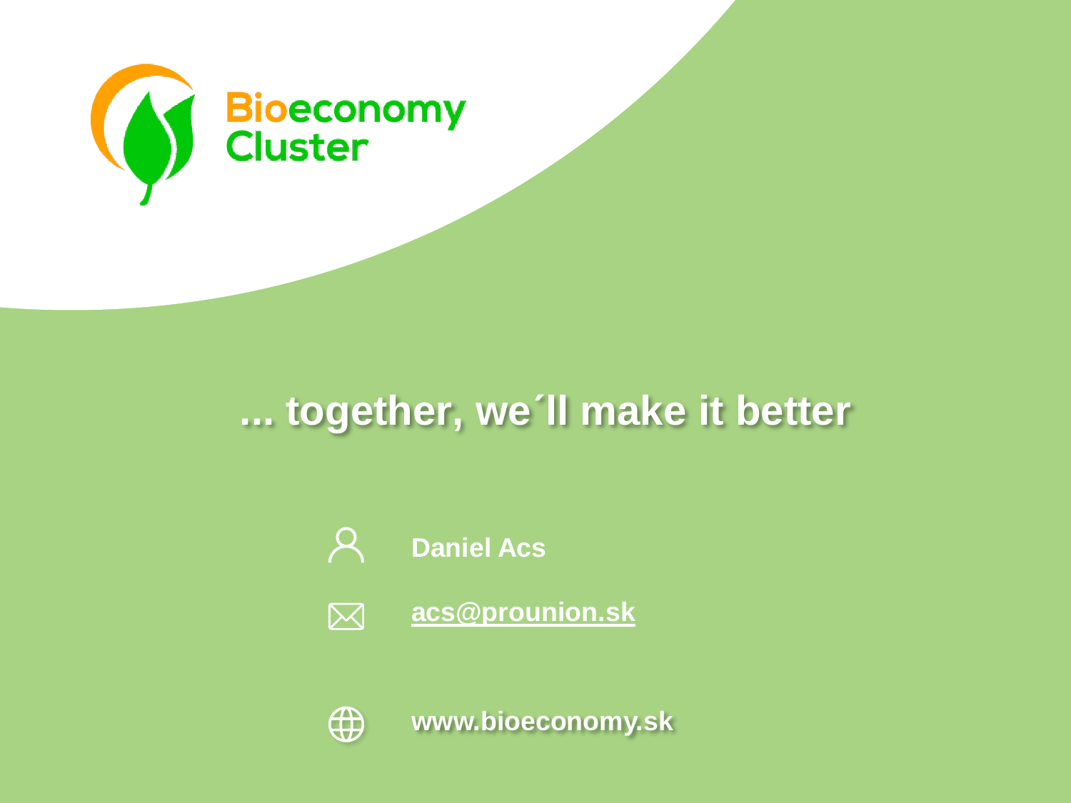Bioeconomy
Cluster

## ... together, we´ll make it better

**Daniel Acs**

**acs@prounion.sk**

**www.bioeconomy.sk**